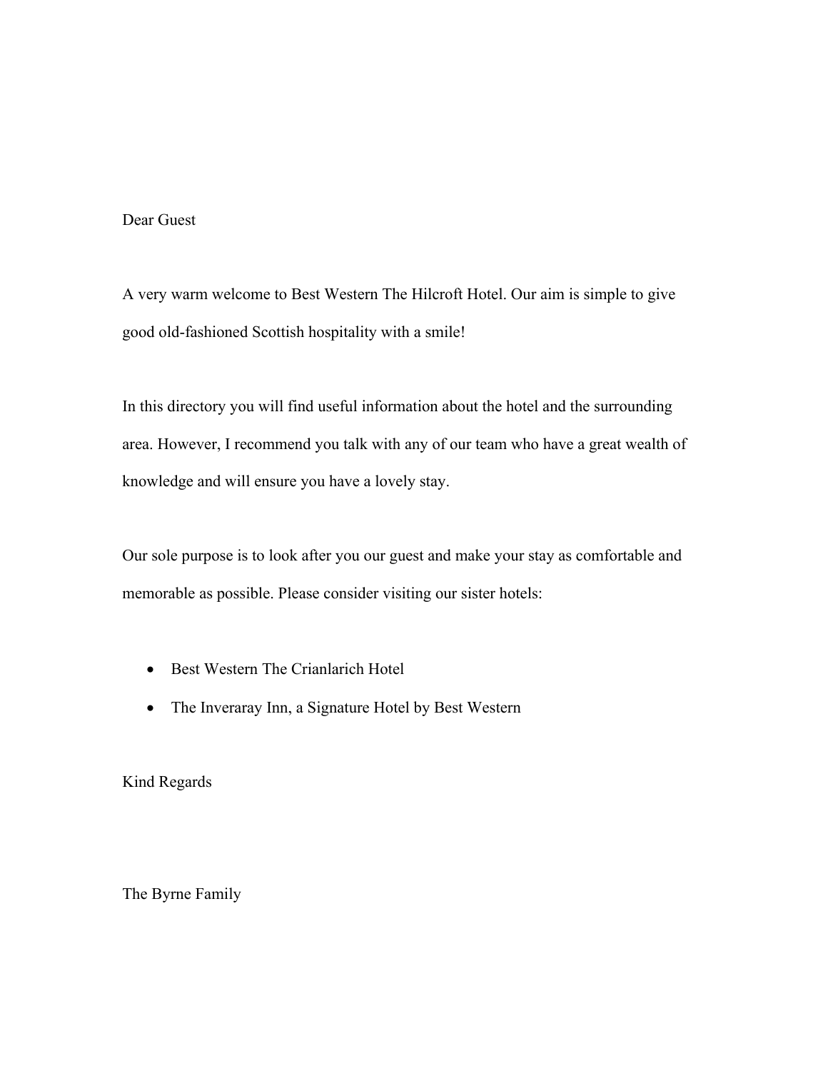Dear Guest

A very warm welcome to Best Western The Hilcroft Hotel. Our aim is simple to give good old-fashioned Scottish hospitality with a smile!

In this directory you will find useful information about the hotel and the surrounding area. However, I recommend you talk with any of our team who have a great wealth of knowledge and will ensure you have a lovely stay.

Our sole purpose is to look after you our guest and make your stay as comfortable and memorable as possible. Please consider visiting our sister hotels:

- Best Western The Crianlarich Hotel
- The Inveraray Inn, a Signature Hotel by Best Western

Kind Regards

The Byrne Family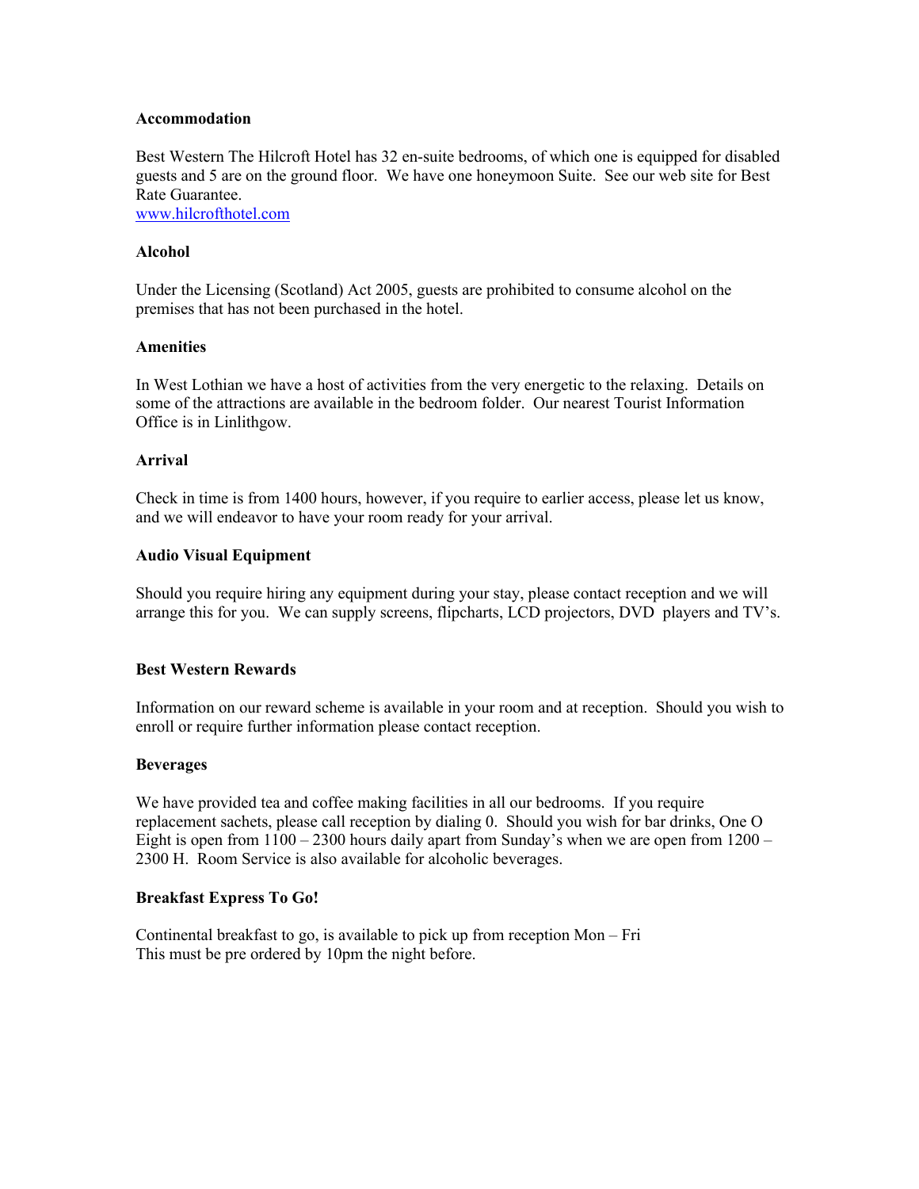**Accommodation**

Best Western The Hilcroft Hotel has 32 en-suite bedrooms, of which one is equipped for disabled guests and 5 are on the ground floor. We have one honeymoon Suite. See our web site for Best Rate Guarantee.
[www.hilcrofthotel.com](http://www.hilcrofthotel.com)

**Alcohol**

Under the Licensing (Scotland) Act 2005, guests are prohibited to consume alcohol on the premises that has not been purchased in the hotel.

**Amenities**

In West Lothian we have a host of activities from the very energetic to the relaxing. Details on some of the attractions are available in the bedroom folder. Our nearest Tourist Information Office is in Linlithgow.

**Arrival**

Check in time is from 1400 hours, however, if you require to earlier access, please let us know, and we will endeavor to have your room ready for your arrival.

**Audio Visual Equipment**

Should you require hiring any equipment during your stay, please contact reception and we will arrange this for you. We can supply screens, flipcharts, LCD projectors, DVD players and TV's.

**Best Western Rewards**

Information on our reward scheme is available in your room and at reception. Should you wish to enroll or require further information please contact reception.

**Beverages**

We have provided tea and coffee making facilities in all our bedrooms. If you require replacement sachets, please call reception by dialing 0. Should you wish for bar drinks, One O Eight is open from 1100 – 2300 hours daily apart from Sunday's when we are open from 1200 – 2300 H. Room Service is also available for alcoholic beverages.

**Breakfast Express To Go!**

Continental breakfast to go, is available to pick up from reception Mon – Fri
This must be pre ordered by 10pm the night before.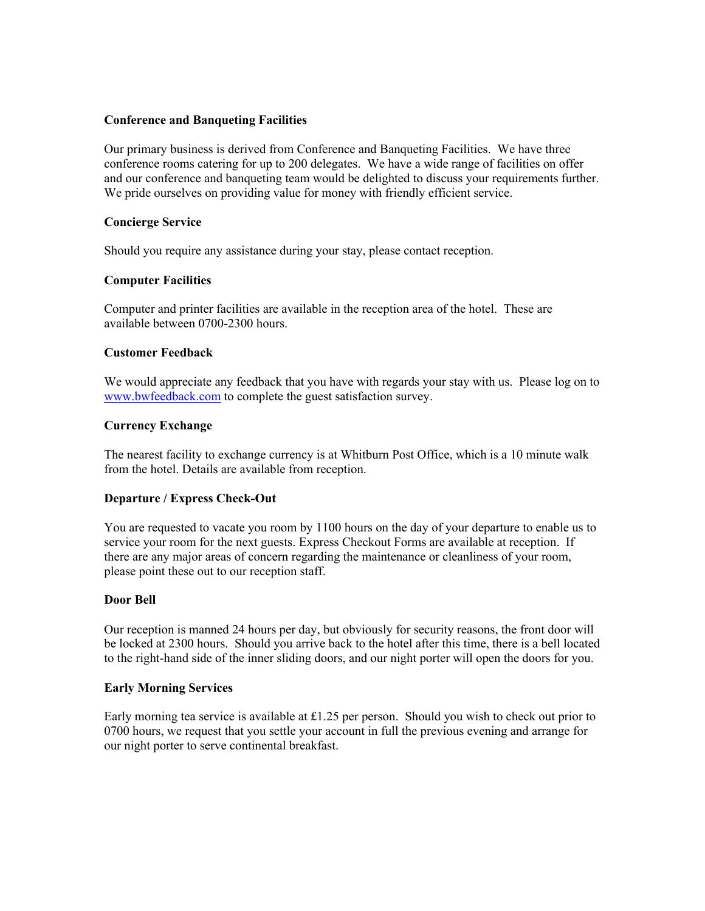**Conference and Banqueting Facilities**

Our primary business is derived from Conference and Banqueting Facilities. We have three conference rooms catering for up to 200 delegates. We have a wide range of facilities on offer and our conference and banqueting team would be delighted to discuss your requirements further. We pride ourselves on providing value for money with friendly efficient service.

**Concierge Service**

Should you require any assistance during your stay, please contact reception.

**Computer Facilities**

Computer and printer facilities are available in the reception area of the hotel. These are available between 0700-2300 hours.

**Customer Feedback**

We would appreciate any feedback that you have with regards your stay with us. Please log on to www.bwfeedback.com to complete the guest satisfaction survey.

**Currency Exchange**

The nearest facility to exchange currency is at Whitburn Post Office, which is a 10 minute walk from the hotel. Details are available from reception.

**Departure / Express Check-Out**

You are requested to vacate you room by 1100 hours on the day of your departure to enable us to service your room for the next guests. Express Checkout Forms are available at reception. If there are any major areas of concern regarding the maintenance or cleanliness of your room, please point these out to our reception staff.

**Door Bell**

Our reception is manned 24 hours per day, but obviously for security reasons, the front door will be locked at 2300 hours. Should you arrive back to the hotel after this time, there is a bell located to the right-hand side of the inner sliding doors, and our night porter will open the doors for you.

**Early Morning Services**

Early morning tea service is available at £1.25 per person. Should you wish to check out prior to 0700 hours, we request that you settle your account in full the previous evening and arrange for our night porter to serve continental breakfast.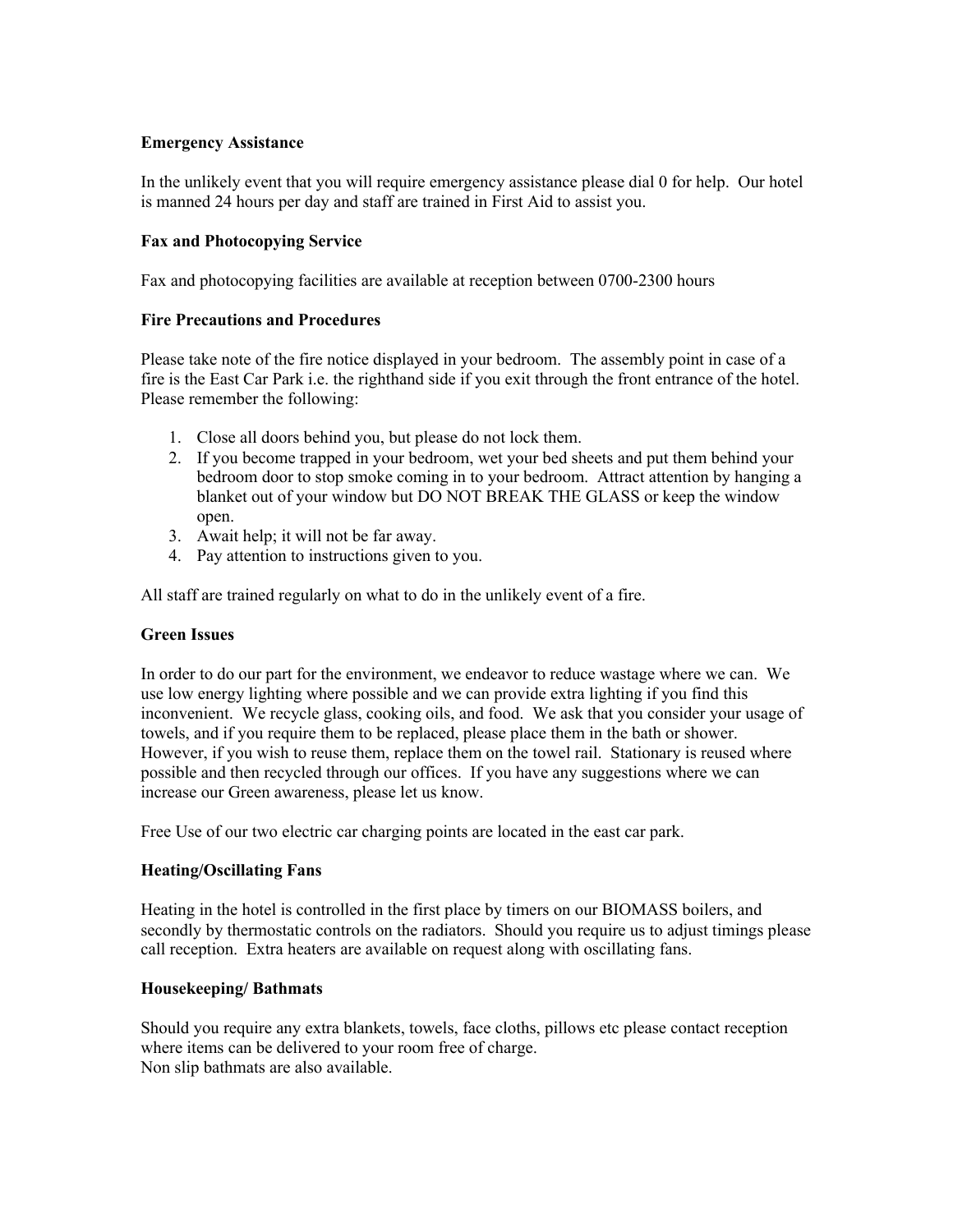**Emergency Assistance**

In the unlikely event that you will require emergency assistance please dial 0 for help. Our hotel is manned 24 hours per day and staff are trained in First Aid to assist you.

**Fax and Photocopying Service**

Fax and photocopying facilities are available at reception between 0700-2300 hours

**Fire Precautions and Procedures**

Please take note of the fire notice displayed in your bedroom. The assembly point in case of a fire is the East Car Park i.e. the righthand side if you exit through the front entrance of the hotel. Please remember the following:

1. Close all doors behind you, but please do not lock them.
2. If you become trapped in your bedroom, wet your bed sheets and put them behind your bedroom door to stop smoke coming in to your bedroom. Attract attention by hanging a blanket out of your window but DO NOT BREAK THE GLASS or keep the window open.
3. Await help; it will not be far away.
4. Pay attention to instructions given to you.

All staff are trained regularly on what to do in the unlikely event of a fire.

**Green Issues**

In order to do our part for the environment, we endeavor to reduce wastage where we can. We use low energy lighting where possible and we can provide extra lighting if you find this inconvenient. We recycle glass, cooking oils, and food. We ask that you consider your usage of towels, and if you require them to be replaced, please place them in the bath or shower. However, if you wish to reuse them, replace them on the towel rail. Stationary is reused where possible and then recycled through our offices. If you have any suggestions where we can increase our Green awareness, please let us know.

Free Use of our two electric car charging points are located in the east car park.

**Heating/Oscillating Fans**

Heating in the hotel is controlled in the first place by timers on our BIOMASS boilers, and secondly by thermostatic controls on the radiators. Should you require us to adjust timings please call reception. Extra heaters are available on request along with oscillating fans.

**Housekeeping/ Bathmats**

Should you require any extra blankets, towels, face cloths, pillows etc please contact reception where items can be delivered to your room free of charge.
Non slip bathmats are also available.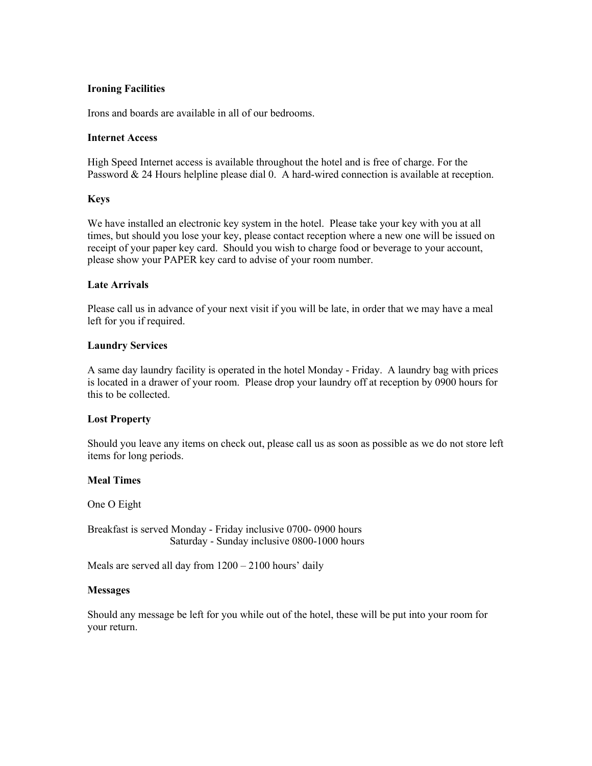**Ironing Facilities**

Irons and boards are available in all of our bedrooms.

**Internet Access**

High Speed Internet access is available throughout the hotel and is free of charge. For the Password & 24 Hours helpline please dial 0. A hard-wired connection is available at reception.

**Keys**

We have installed an electronic key system in the hotel. Please take your key with you at all times, but should you lose your key, please contact reception where a new one will be issued on receipt of your paper key card. Should you wish to charge food or beverage to your account, please show your PAPER key card to advise of your room number.

**Late Arrivals**

Please call us in advance of your next visit if you will be late, in order that we may have a meal left for you if required.

**Laundry Services**

A same day laundry facility is operated in the hotel Monday - Friday. A laundry bag with prices is located in a drawer of your room. Please drop your laundry off at reception by 0900 hours for this to be collected.

**Lost Property**

Should you leave any items on check out, please call us as soon as possible as we do not store left items for long periods.

**Meal Times**

One O Eight

Breakfast is served Monday - Friday inclusive 0700- 0900 hours
Saturday - Sunday inclusive 0800-1000 hours

Meals are served all day from 1200 – 2100 hours' daily

**Messages**

Should any message be left for you while out of the hotel, these will be put into your room for your return.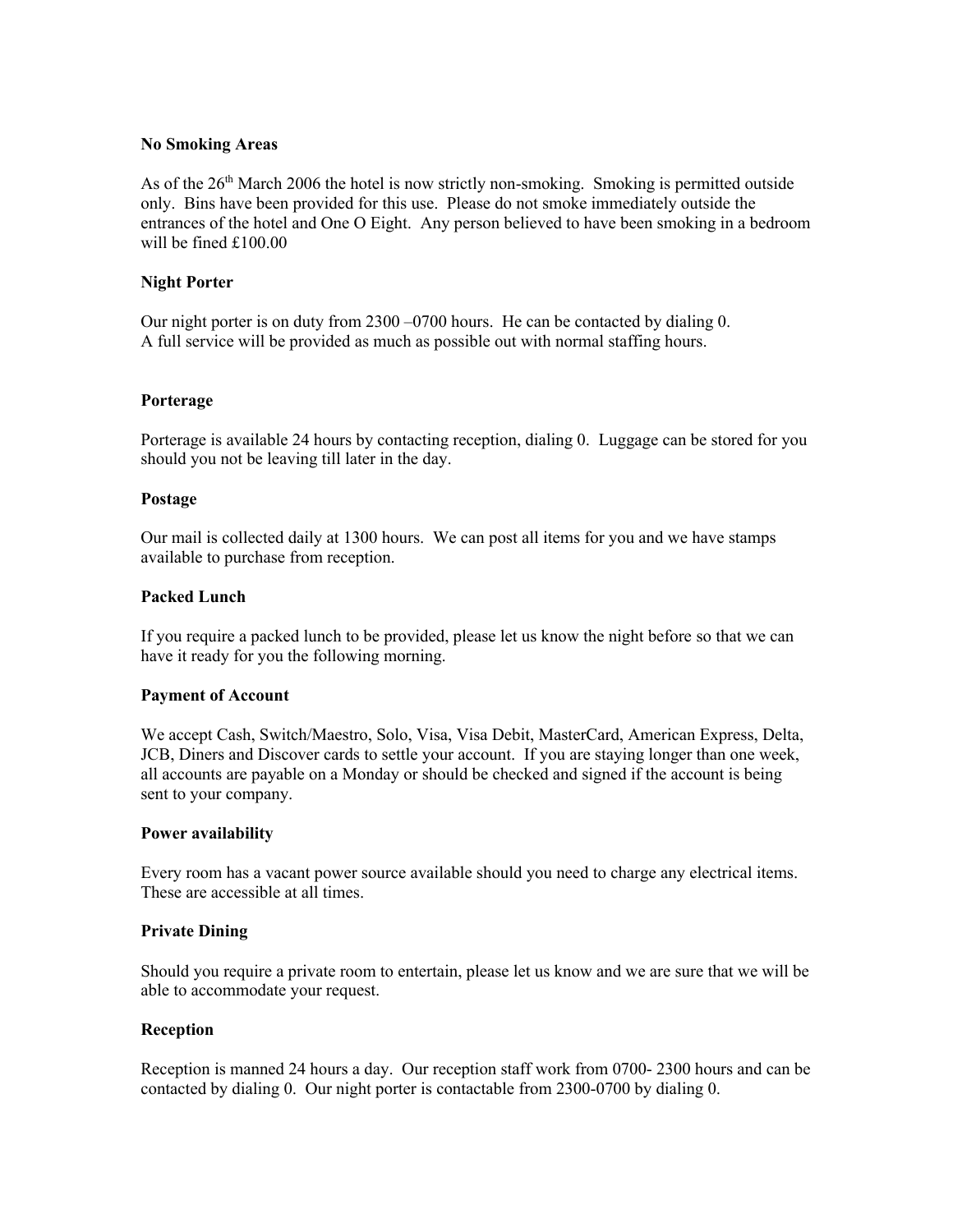**No Smoking Areas**

As of the 26th March 2006 the hotel is now strictly non-smoking. Smoking is permitted outside only. Bins have been provided for this use. Please do not smoke immediately outside the entrances of the hotel and One O Eight. Any person believed to have been smoking in a bedroom will be fined £100.00

**Night Porter**

Our night porter is on duty from 2300 –0700 hours. He can be contacted by dialing 0.
A full service will be provided as much as possible out with normal staffing hours.

**Porterage**

Porterage is available 24 hours by contacting reception, dialing 0. Luggage can be stored for you should you not be leaving till later in the day.

**Postage**

Our mail is collected daily at 1300 hours. We can post all items for you and we have stamps available to purchase from reception.

**Packed Lunch**

If you require a packed lunch to be provided, please let us know the night before so that we can have it ready for you the following morning.

**Payment of Account**

We accept Cash, Switch/Maestro, Solo, Visa, Visa Debit, MasterCard, American Express, Delta, JCB, Diners and Discover cards to settle your account. If you are staying longer than one week, all accounts are payable on a Monday or should be checked and signed if the account is being sent to your company.

**Power availability**

Every room has a vacant power source available should you need to charge any electrical items. These are accessible at all times.

**Private Dining**

Should you require a private room to entertain, please let us know and we are sure that we will be able to accommodate your request.

**Reception**

Reception is manned 24 hours a day. Our reception staff work from 0700- 2300 hours and can be contacted by dialing 0. Our night porter is contactable from 2300-0700 by dialing 0.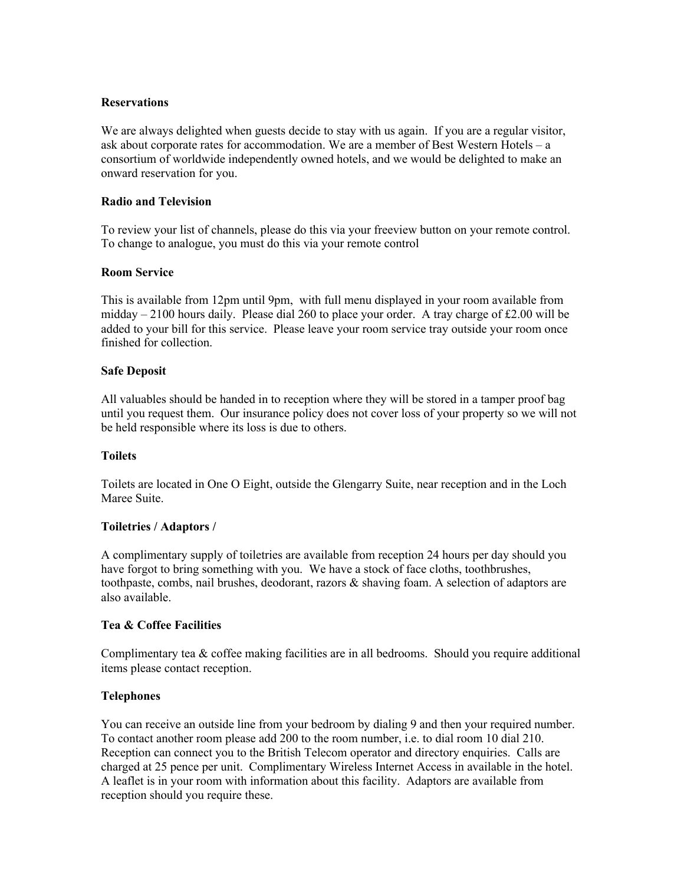**Reservations**

We are always delighted when guests decide to stay with us again. If you are a regular visitor, ask about corporate rates for accommodation. We are a member of Best Western Hotels – a consortium of worldwide independently owned hotels, and we would be delighted to make an onward reservation for you.

**Radio and Television**

To review your list of channels, please do this via your freeview button on your remote control. To change to analogue, you must do this via your remote control

**Room Service**

This is available from 12pm until 9pm, with full menu displayed in your room available from midday – 2100 hours daily. Please dial 260 to place your order. A tray charge of £2.00 will be added to your bill for this service. Please leave your room service tray outside your room once finished for collection.

**Safe Deposit**

All valuables should be handed in to reception where they will be stored in a tamper proof bag until you request them. Our insurance policy does not cover loss of your property so we will not be held responsible where its loss is due to others.

**Toilets**

Toilets are located in One O Eight, outside the Glengarry Suite, near reception and in the Loch Maree Suite.

**Toiletries / Adaptors /**

A complimentary supply of toiletries are available from reception 24 hours per day should you have forgot to bring something with you. We have a stock of face cloths, toothbrushes, toothpaste, combs, nail brushes, deodorant, razors & shaving foam. A selection of adaptors are also available.

**Tea & Coffee Facilities**

Complimentary tea & coffee making facilities are in all bedrooms. Should you require additional items please contact reception.

**Telephones**

You can receive an outside line from your bedroom by dialing 9 and then your required number. To contact another room please add 200 to the room number, i.e. to dial room 10 dial 210. Reception can connect you to the British Telecom operator and directory enquiries. Calls are charged at 25 pence per unit. Complimentary Wireless Internet Access in available in the hotel. A leaflet is in your room with information about this facility. Adaptors are available from reception should you require these.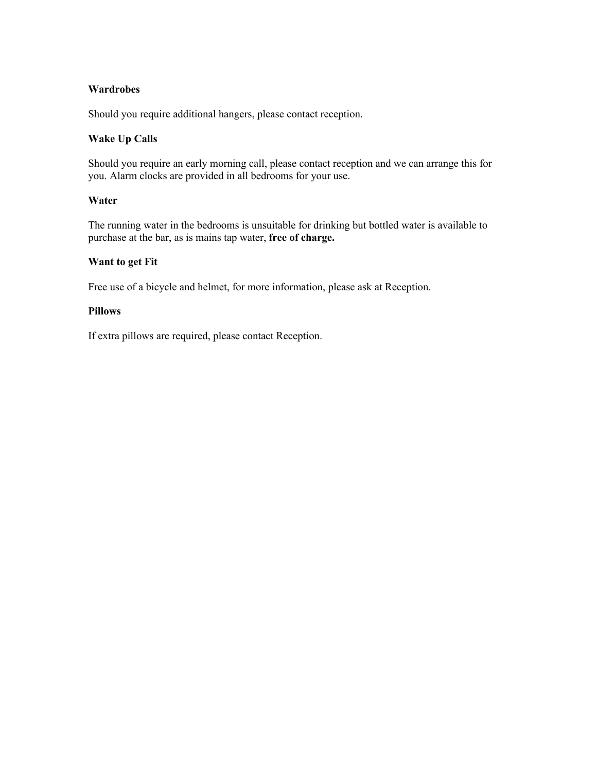**Wardrobes**

Should you require additional hangers, please contact reception.

**Wake Up Calls**

Should you require an early morning call, please contact reception and we can arrange this for you. Alarm clocks are provided in all bedrooms for your use.

**Water**

The running water in the bedrooms is unsuitable for drinking but bottled water is available to purchase at the bar, as is mains tap water, **free of charge.**

**Want to get Fit**

Free use of a bicycle and helmet, for more information, please ask at Reception.

**Pillows**

If extra pillows are required, please contact Reception.